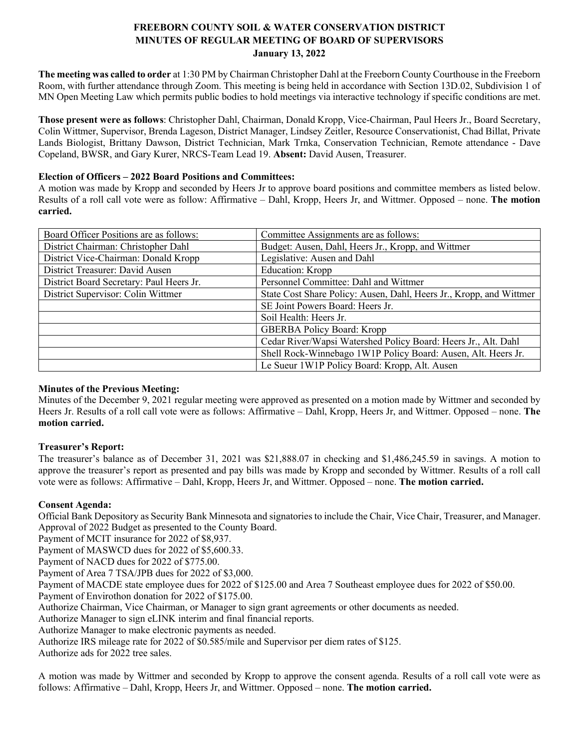# FREEBORN COUNTY SOIL & WATER CONSERVATION DISTRICT
## MINUTES OF REGULAR MEETING OF BOARD OF SUPERVISORS
### January 13, 2022

**The meeting was called to order** at 1:30 PM by Chairman Christopher Dahl at the Freeborn County Courthouse in the Freeborn Room, with further attendance through Zoom. This meeting is being held in accordance with Section 13D.02, Subdivision 1 of MN Open Meeting Law which permits public bodies to hold meetings via interactive technology if specific conditions are met.

**Those present were as follows**: Christopher Dahl, Chairman, Donald Kropp, Vice-Chairman, Paul Heers Jr., Board Secretary, Colin Wittmer, Supervisor, Brenda Lageson, District Manager, Lindsey Zeitler, Resource Conservationist, Chad Billat, Private Lands Biologist, Brittany Dawson, District Technician, Mark Trnka, Conservation Technician, Remote attendance - Dave Copeland, BWSR, and Gary Kurer, NRCS-Team Lead 19. **Absent:** David Ausen, Treasurer.

**Election of Officers – 2022 Board Positions and Committees:**
A motion was made by Kropp and seconded by Heers Jr to approve board positions and committee members as listed below. Results of a roll call vote were as follow: Affirmative – Dahl, Kropp, Heers Jr, and Wittmer. Opposed – none. **The motion carried.**

| Board Officer Positions are as follows: | Committee Assignments are as follows: |
|---|---|
| District Chairman: Christopher Dahl | Budget: Ausen, Dahl, Heers Jr., Kropp, and Wittmer |
| District Vice-Chairman: Donald Kropp | Legislative: Ausen and Dahl |
| District Treasurer: David Ausen | Education: Kropp |
| District Board Secretary: Paul Heers Jr. | Personnel Committee: Dahl and Wittmer |
| District Supervisor: Colin Wittmer | State Cost Share Policy: Ausen, Dahl, Heers Jr., Kropp, and Wittmer |
| | SE Joint Powers Board: Heers Jr. |
| | Soil Health: Heers Jr. |
| | GBERBA Policy Board: Kropp |
| | Cedar River/Wapsi Watershed Policy Board: Heers Jr., Alt. Dahl |
| | Shell Rock-Winnebago 1W1P Policy Board: Ausen, Alt. Heers Jr. |
| | Le Sueur 1W1P Policy Board: Kropp, Alt. Ausen |

**Minutes of the Previous Meeting:**
Minutes of the December 9, 2021 regular meeting were approved as presented on a motion made by Wittmer and seconded by Heers Jr. Results of a roll call vote were as follows: Affirmative – Dahl, Kropp, Heers Jr, and Wittmer. Opposed – none. **The motion carried.**

**Treasurer's Report:**
The treasurer's balance as of December 31, 2021 was $21,888.07 in checking and $1,486,245.59 in savings. A motion to approve the treasurer's report as presented and pay bills was made by Kropp and seconded by Wittmer. Results of a roll call vote were as follows: Affirmative – Dahl, Kropp, Heers Jr, and Wittmer. Opposed – none. **The motion carried.**

**Consent Agenda:**
Official Bank Depository as Security Bank Minnesota and signatories to include the Chair, Vice Chair, Treasurer, and Manager.
Approval of 2022 Budget as presented to the County Board.
Payment of MCIT insurance for 2022 of $8,937.
Payment of MASWCD dues for 2022 of $5,600.33.
Payment of NACD dues for 2022 of $775.00.
Payment of Area 7 TSA/JPB dues for 2022 of $3,000.
Payment of MACDE state employee dues for 2022 of $125.00 and Area 7 Southeast employee dues for 2022 of $50.00.
Payment of Envirothon donation for 2022 of $175.00.
Authorize Chairman, Vice Chairman, or Manager to sign grant agreements or other documents as needed.
Authorize Manager to sign eLINK interim and final financial reports.
Authorize Manager to make electronic payments as needed.
Authorize IRS mileage rate for 2022 of $0.585/mile and Supervisor per diem rates of $125.
Authorize ads for 2022 tree sales.

A motion was made by Wittmer and seconded by Kropp to approve the consent agenda. Results of a roll call vote were as follows: Affirmative – Dahl, Kropp, Heers Jr, and Wittmer. Opposed – none. **The motion carried.**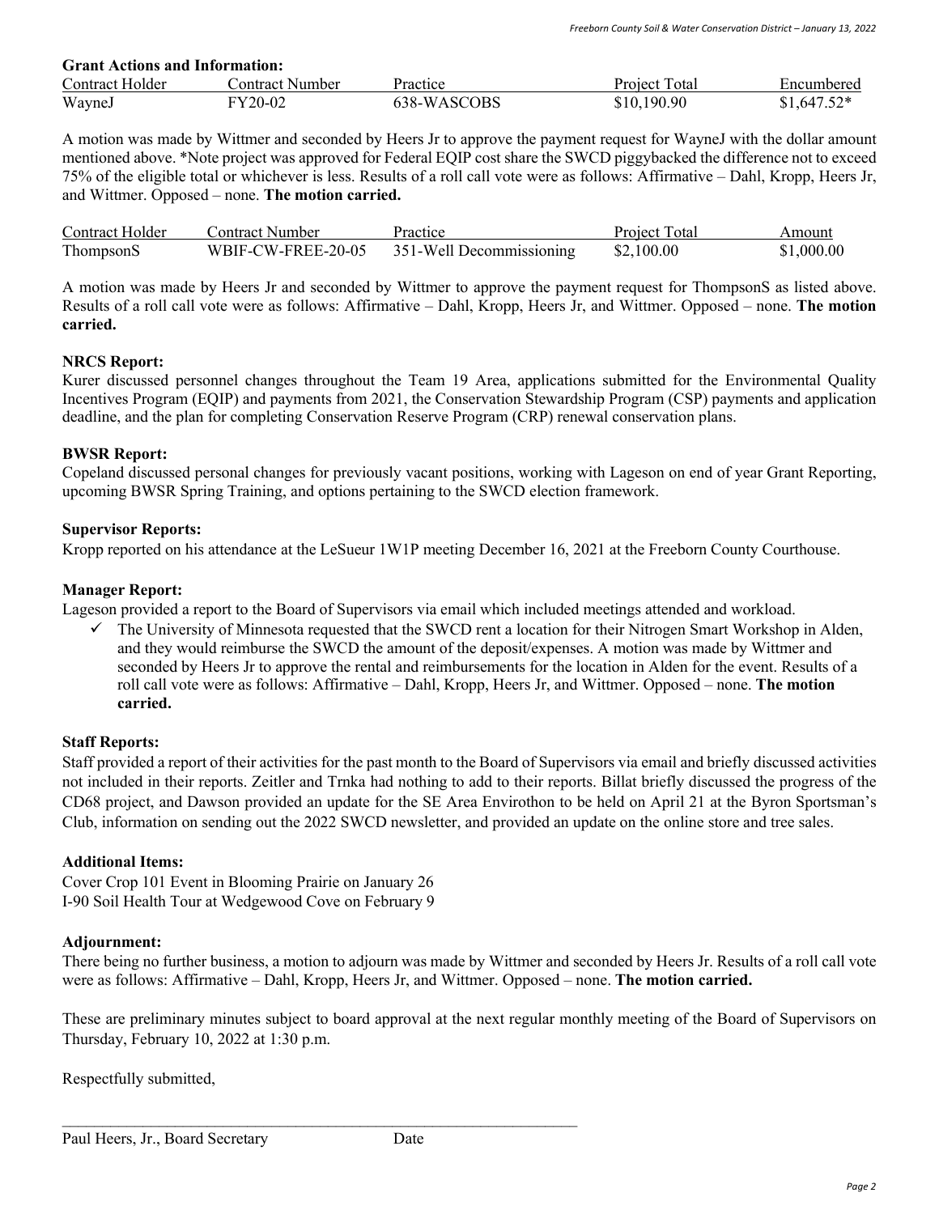**Grant Actions and Information:**

| Contract Holder | Contract Number | Practice | Project Total | Encumbered |
|---|---|---|---|---|
| WayneJ | FY20-02 | 638-WASCOBS | $10,190.90 | $1,647.52* |

A motion was made by Wittmer and seconded by Heers Jr to approve the payment request for WayneJ with the dollar amount mentioned above. *Note project was approved for Federal EQIP cost share the SWCD piggybacked the difference not to exceed 75% of the eligible total or whichever is less. Results of a roll call vote were as follows: Affirmative – Dahl, Kropp, Heers Jr, and Wittmer. Opposed – none. **The motion carried.**

| Contract Holder | Contract Number | Practice | Project Total | Amount |
|---|---|---|---|---|
| ThompsonS | WBIF-CW-FREE-20-05 | 351-Well Decommissioning | $2,100.00 | $1,000.00 |

A motion was made by Heers Jr and seconded by Wittmer to approve the payment request for ThompsonS as listed above. Results of a roll call vote were as follows: Affirmative – Dahl, Kropp, Heers Jr, and Wittmer. Opposed – none. **The motion carried.**

**NRCS Report:**
Kurer discussed personnel changes throughout the Team 19 Area, applications submitted for the Environmental Quality Incentives Program (EQIP) and payments from 2021, the Conservation Stewardship Program (CSP) payments and application deadline, and the plan for completing Conservation Reserve Program (CRP) renewal conservation plans.

**BWSR Report:**
Copeland discussed personal changes for previously vacant positions, working with Lageson on end of year Grant Reporting, upcoming BWSR Spring Training, and options pertaining to the SWCD election framework.

**Supervisor Reports:**
Kropp reported on his attendance at the LeSueur 1W1P meeting December 16, 2021 at the Freeborn County Courthouse.

**Manager Report:**
Lageson provided a report to the Board of Supervisors via email which included meetings attended and workload.

- ✓ The University of Minnesota requested that the SWCD rent a location for their Nitrogen Smart Workshop in Alden, and they would reimburse the SWCD the amount of the deposit/expenses. A motion was made by Wittmer and seconded by Heers Jr to approve the rental and reimbursements for the location in Alden for the event. Results of a roll call vote were as follows: Affirmative – Dahl, Kropp, Heers Jr, and Wittmer. Opposed – none. **The motion carried.**

**Staff Reports:**
Staff provided a report of their activities for the past month to the Board of Supervisors via email and briefly discussed activities not included in their reports. Zeitler and Trnka had nothing to add to their reports. Billat briefly discussed the progress of the CD68 project, and Dawson provided an update for the SE Area Envirothon to be held on April 21 at the Byron Sportsman's Club, information on sending out the 2022 SWCD newsletter, and provided an update on the online store and tree sales.

**Additional Items:**
Cover Crop 101 Event in Blooming Prairie on January 26
I-90 Soil Health Tour at Wedgewood Cove on February 9

**Adjournment:**
There being no further business, a motion to adjourn was made by Wittmer and seconded by Heers Jr. Results of a roll call vote were as follows: Affirmative – Dahl, Kropp, Heers Jr, and Wittmer. Opposed – none. **The motion carried.**

These are preliminary minutes subject to board approval at the next regular monthly meeting of the Board of Supervisors on Thursday, February 10, 2022 at 1:30 p.m.

Respectfully submitted,

______________________________________________

Paul Heers, Jr., Board Secretary Date